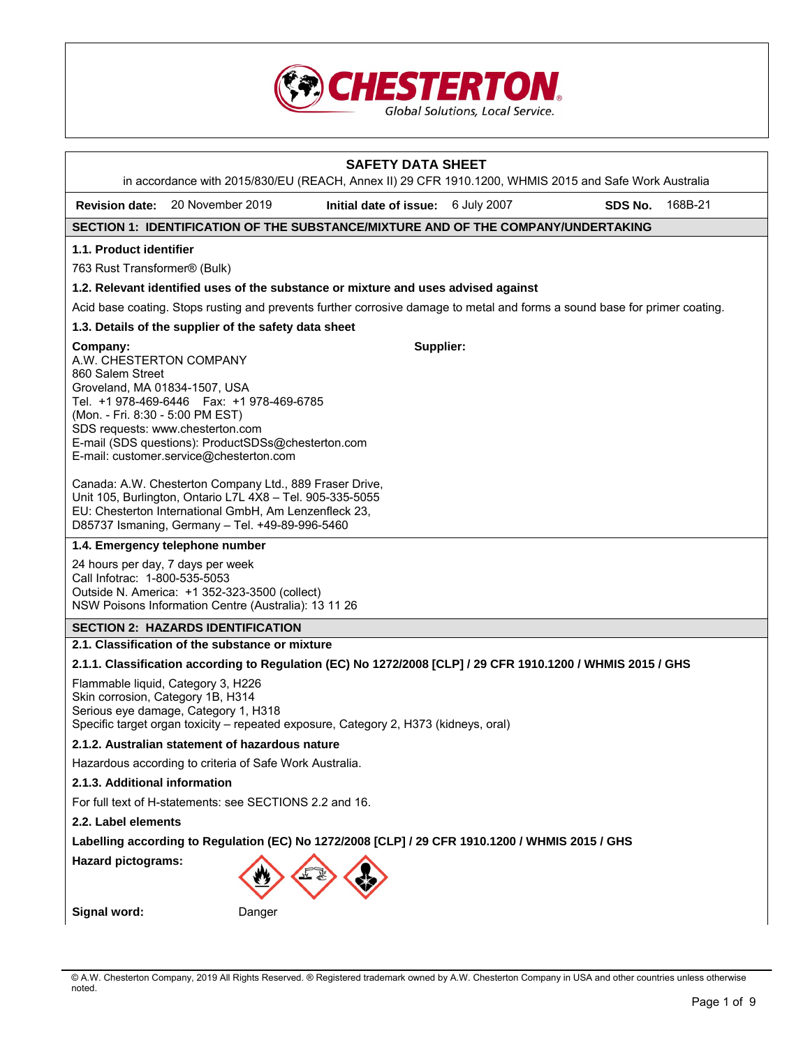# SAFETY DATA SHEET

in accordance with 2015/830/EU (REACH, Annex II) 29 CFR 1910.1200, WHMIS 2015 and Safe Work Australia

**Revision date:** 20 November 2019 **Initial date of issue:** 6 July 2007 **SDS No.** 168B-21

## SECTION 1: IDENTIFICATION OF THE SUBSTANCE/MIXTURE AND OF THE COMPANY/UNDERTAKING

### 1.1. Product identifier

763 Rust Transformer® (Bulk)

### 1.2. Relevant identified uses of the substance or mixture and uses advised against

Acid base coating. Stops rusting and prevents further corrosive damage to metal and forms a sound base for primer coating.

### 1.3. Details of the supplier of the safety data sheet

**Company:**
A.W. CHESTERTON COMPANY
860 Salem Street
Groveland, MA 01834-1507, USA
Tel. +1 978-469-6446 Fax: +1 978-469-6785
(Mon. - Fri. 8:30 - 5:00 PM EST)
SDS requests: www.chesterton.com
E-mail (SDS questions): ProductSDSs@chesterton.com
E-mail: customer.service@chesterton.com

Canada: A.W. Chesterton Company Ltd., 889 Fraser Drive, Unit 105, Burlington, Ontario L7L 4X8 – Tel. 905-335-5055
EU: Chesterton International GmbH, Am Lenzenfleck 23, D85737 Ismaning, Germany – Tel. +49-89-996-5460

**Supplier:**

### 1.4. Emergency telephone number

24 hours per day, 7 days per week
Call Infotrac: 1-800-535-5053
Outside N. America: +1 352-323-3500 (collect)
NSW Poisons Information Centre (Australia): 13 11 26

## SECTION 2: HAZARDS IDENTIFICATION

### 2.1. Classification of the substance or mixture

#### 2.1.1. Classification according to Regulation (EC) No 1272/2008 [CLP] / 29 CFR 1910.1200 / WHMIS 2015 / GHS

Flammable liquid, Category 3, H226
Skin corrosion, Category 1B, H314
Serious eye damage, Category 1, H318
Specific target organ toxicity – repeated exposure, Category 2, H373 (kidneys, oral)

#### 2.1.2. Australian statement of hazardous nature

Hazardous according to criteria of Safe Work Australia.

#### 2.1.3. Additional information

For full text of H-statements: see SECTIONS 2.2 and 16.

### 2.2. Label elements

**Labelling according to Regulation (EC) No 1272/2008 [CLP] / 29 CFR 1910.1200 / WHMIS 2015 / GHS**

**Hazard pictograms:**

**Signal word:** Danger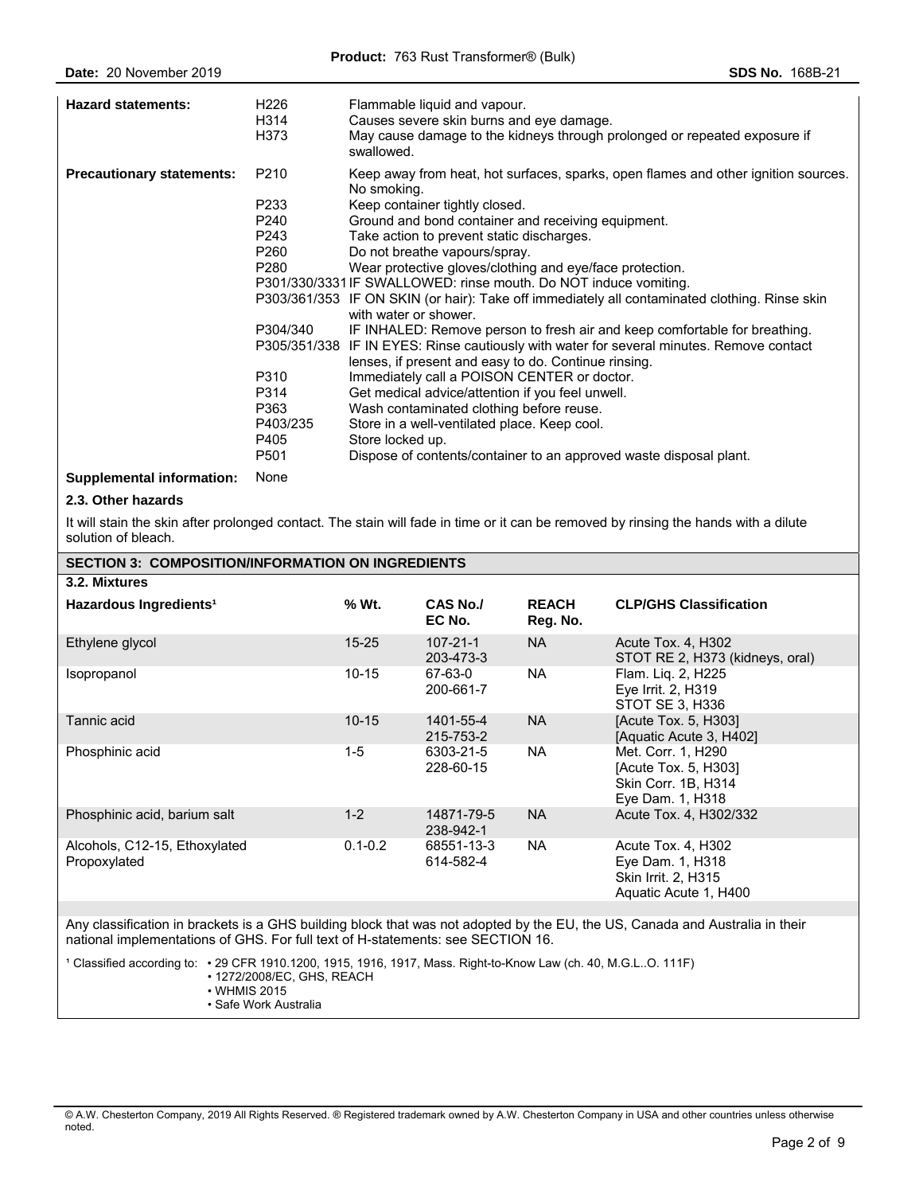| **Hazard statements:** | H226 | Flammable liquid and vapour. |
|---|---|---|
| | H314 | Causes severe skin burns and eye damage. |
| | H373 | May cause damage to the kidneys through prolonged or repeated exposure if swallowed. |
| **Precautionary statements:** | P210 | Keep away from heat, hot surfaces, sparks, open flames and other ignition sources. No smoking. |
| | P233 | Keep container tightly closed. |
| | P240 | Ground and bond container and receiving equipment. |
| | P243 | Take action to prevent static discharges. |
| | P260 | Do not breathe vapours/spray. |
| | P280 | Wear protective gloves/clothing and eye/face protection. |
| | P301/330/3331 | IF SWALLOWED: rinse mouth. Do NOT induce vomiting. |
| | P303/361/353 | IF ON SKIN (or hair): Take off immediately all contaminated clothing. Rinse skin with water or shower. |
| | P304/340 | IF INHALED: Remove person to fresh air and keep comfortable for breathing. |
| | P305/351/338 | IF IN EYES: Rinse cautiously with water for several minutes. Remove contact lenses, if present and easy to do. Continue rinsing. |
| | P310 | Immediately call a POISON CENTER or doctor. |
| | P314 | Get medical advice/attention if you feel unwell. |
| | P363 | Wash contaminated clothing before reuse. |
| | P403/235 | Store in a well-ventilated place. Keep cool. |
| | P405 | Store locked up. |
| | P501 | Dispose of contents/container to an approved waste disposal plant. |
| **Supplemental information:** | None | |

### 2.3. Other hazards

It will stain the skin after prolonged contact. The stain will fade in time or it can be removed by rinsing the hands with a dilute solution of bleach.

## SECTION 3: COMPOSITION/INFORMATION ON INGREDIENTS

### 3.2. Mixtures

| Hazardous Ingredients[1] | % Wt. | CAS No./ EC No. | REACH Reg. No. | CLP/GHS Classification |
|---|---|---|---|---|
| Ethylene glycol | 15-25 | 107-21-1<br>203-473-3 | NA | Acute Tox. 4, H302<br>STOT RE 2, H373 (kidneys, oral) |
| Isopropanol | 10-15 | 67-63-0<br>200-661-7 | NA | Flam. Liq. 2, H225<br>Eye Irrit. 2, H319<br>STOT SE 3, H336 |
| Tannic acid | 10-15 | 1401-55-4<br>215-753-2 | NA | [Acute Tox. 5, H303]<br>[Aquatic Acute 3, H402] |
| Phosphinic acid | 1-5 | 6303-21-5<br>228-60-15 | NA | Met. Corr. 1, H290<br>[Acute Tox. 5, H303]<br>Skin Corr. 1B, H314<br>Eye Dam. 1, H318 |
| Phosphinic acid, barium salt | 1-2 | 14871-79-5<br>238-942-1 | NA | Acute Tox. 4, H302/332 |
| Alcohols, C12-15, Ethoxylated Propoxylated | 0.1-0.2 | 68551-13-3<br>614-582-4 | NA | Acute Tox. 4, H302<br>Eye Dam. 1, H318<br>Skin Irrit. 2, H315<br>Aquatic Acute 1, H400 |

Any classification in brackets is a GHS building block that was not adopted by the EU, the US, Canada and Australia in their national implementations of GHS. For full text of H-statements: see SECTION 16.

[1] Classified according to:
- 29 CFR 1910.1200, 1915, 1916, 1917, Mass. Right-to-Know Law (ch. 40, M.G.L..O. 111F)
- 1272/2008/EC, GHS, REACH
- WHMIS 2015
- Safe Work Australia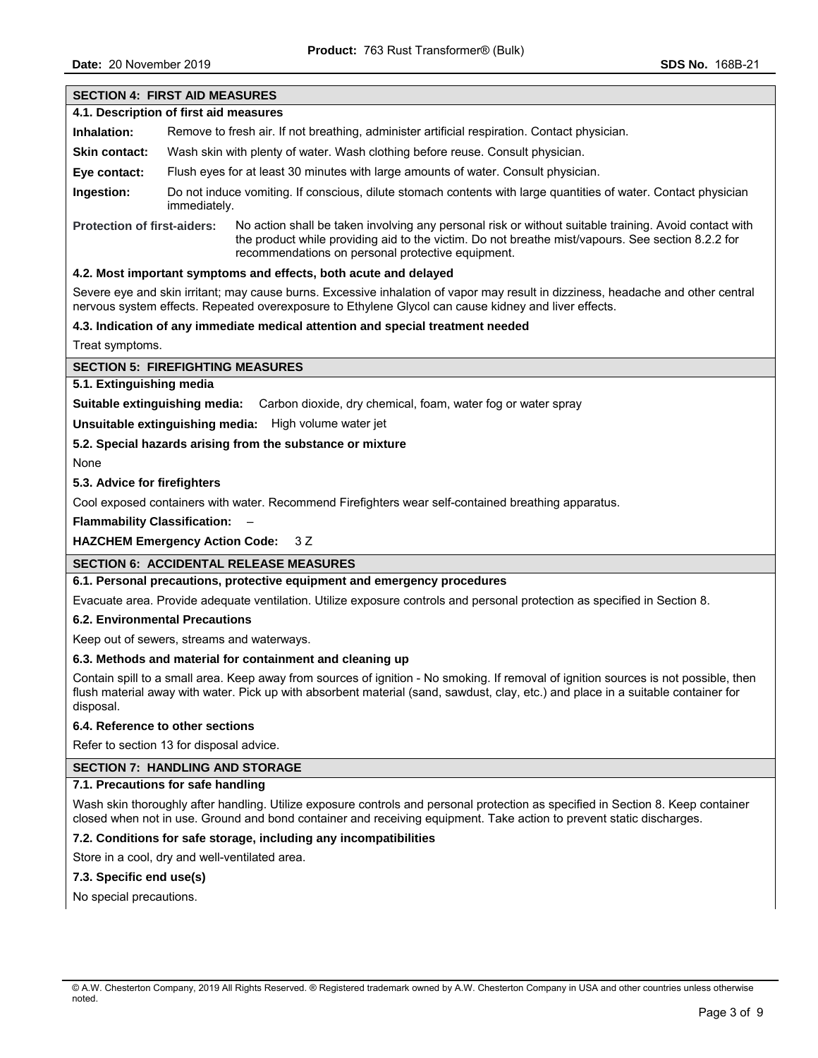## SECTION 4: FIRST AID MEASURES

### 4.1. Description of first aid measures

**Inhalation:** Remove to fresh air. If not breathing, administer artificial respiration. Contact physician.

**Skin contact:** Wash skin with plenty of water. Wash clothing before reuse. Consult physician.

**Eye contact:** Flush eyes for at least 30 minutes with large amounts of water. Consult physician.

**Ingestion:** Do not induce vomiting. If conscious, dilute stomach contents with large quantities of water. Contact physician immediately.

**Protection of first-aiders:** No action shall be taken involving any personal risk or without suitable training. Avoid contact with the product while providing aid to the victim. Do not breathe mist/vapours. See section 8.2.2 for recommendations on personal protective equipment.

### 4.2. Most important symptoms and effects, both acute and delayed

Severe eye and skin irritant; may cause burns. Excessive inhalation of vapor may result in dizziness, headache and other central nervous system effects. Repeated overexposure to Ethylene Glycol can cause kidney and liver effects.

### 4.3. Indication of any immediate medical attention and special treatment needed

Treat symptoms.

## SECTION 5: FIREFIGHTING MEASURES

### 5.1. Extinguishing media

**Suitable extinguishing media:** Carbon dioxide, dry chemical, foam, water fog or water spray

**Unsuitable extinguishing media:** High volume water jet

### 5.2. Special hazards arising from the substance or mixture

None

### 5.3. Advice for firefighters

Cool exposed containers with water. Recommend Firefighters wear self-contained breathing apparatus.

**Flammability Classification:** –

**HAZCHEM Emergency Action Code:** 3 Z

## SECTION 6: ACCIDENTAL RELEASE MEASURES

### 6.1. Personal precautions, protective equipment and emergency procedures

Evacuate area. Provide adequate ventilation. Utilize exposure controls and personal protection as specified in Section 8.

### 6.2. Environmental Precautions

Keep out of sewers, streams and waterways.

### 6.3. Methods and material for containment and cleaning up

Contain spill to a small area. Keep away from sources of ignition - No smoking. If removal of ignition sources is not possible, then flush material away with water. Pick up with absorbent material (sand, sawdust, clay, etc.) and place in a suitable container for disposal.

### 6.4. Reference to other sections

Refer to section 13 for disposal advice.

## SECTION 7: HANDLING AND STORAGE

### 7.1. Precautions for safe handling

Wash skin thoroughly after handling. Utilize exposure controls and personal protection as specified in Section 8. Keep container closed when not in use. Ground and bond container and receiving equipment. Take action to prevent static discharges.

### 7.2. Conditions for safe storage, including any incompatibilities

Store in a cool, dry and well-ventilated area.

### 7.3. Specific end use(s)

No special precautions.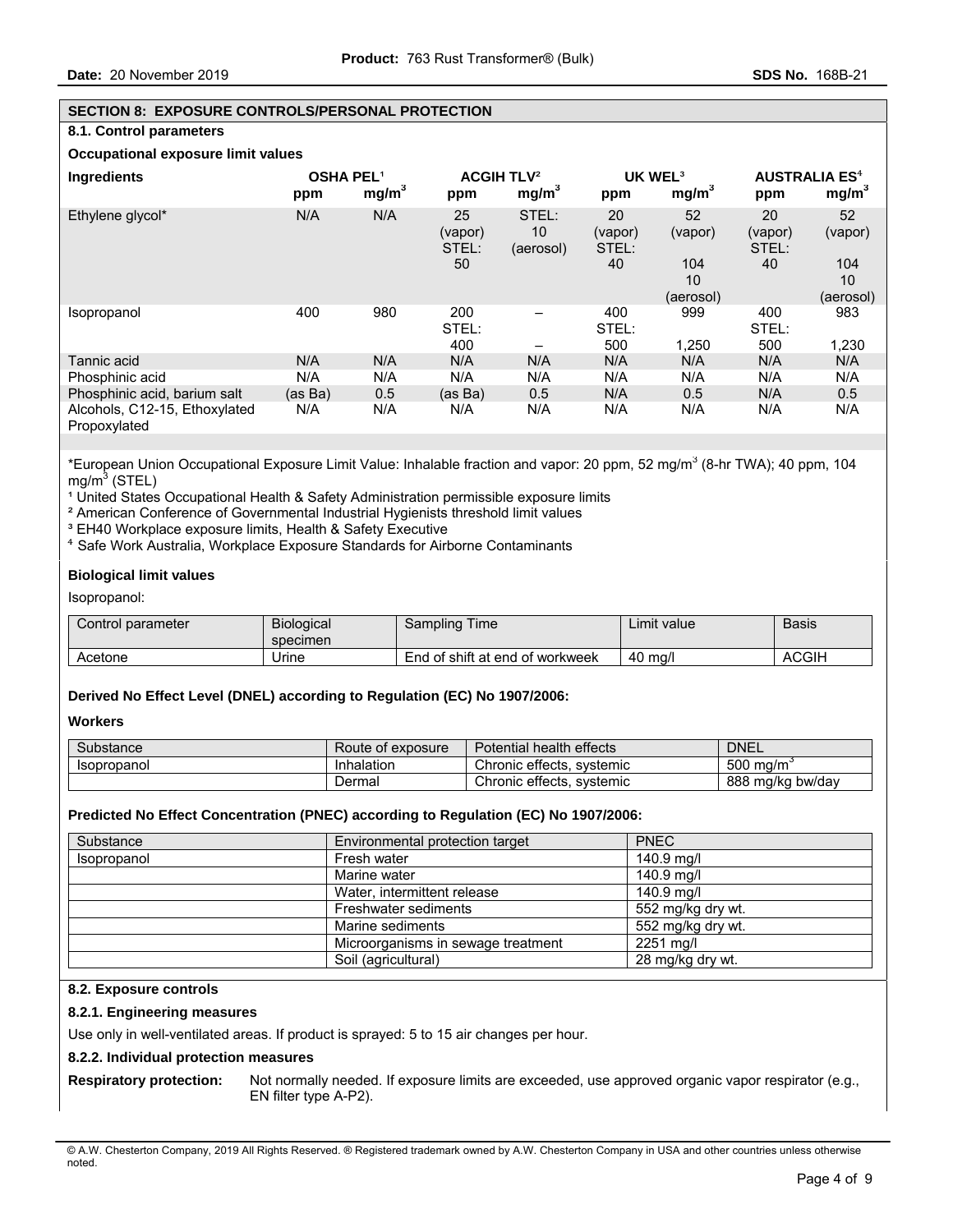## SECTION 8: EXPOSURE CONTROLS/PERSONAL PROTECTION

### 8.1. Control parameters

**Occupational exposure limit values**

| Ingredients | OSHA PEL[1] | | ACGIH TLV[2] | | UK WEL[3] | | AUSTRALIA ES[4] | |
|---|---|---|---|---|---|---|---|---|
| | ppm | $mg/m^3$ | ppm | $mg/m^3$ | ppm | $mg/m^3$ | ppm | $mg/m^3$ |
| Ethylene glycol* | N/A | N/A | 25 (vapor) STEL: 50 | STEL: 10 (aerosol) | 20 (vapor) STEL: 40 | 52 (vapor) 104 10 (aerosol) | 20 (vapor) STEL: 40 | 52 (vapor) 104 10 (aerosol) |
| Isopropanol | 400 | 980 | 200 STEL: 400 | – – | 400 STEL: 500 | 999 1,250 | 400 STEL: 500 | 983 1,230 |
| Tannic acid | N/A | N/A | N/A | N/A | N/A | N/A | N/A | N/A |
| Phosphinic acid | N/A | N/A | N/A | N/A | N/A | N/A | N/A | N/A |
| Phosphinic acid, barium salt | (as Ba) | 0.5 | (as Ba) | 0.5 | N/A | 0.5 | N/A | 0.5 |
| Alcohols, C12-15, Ethoxylated Propoxylated | N/A | N/A | N/A | N/A | N/A | N/A | N/A | N/A |

*European Union Occupational Exposure Limit Value: Inhalable fraction and vapor: 20 ppm, 52 $mg/m^3$ (8-hr TWA); 40 ppm, 104 $mg/m^3$ (STEL)

[1] United States Occupational Health & Safety Administration permissible exposure limits
[2] American Conference of Governmental Industrial Hygienists threshold limit values
[3] EH40 Workplace exposure limits, Health & Safety Executive
[4] Safe Work Australia, Workplace Exposure Standards for Airborne Contaminants

**Biological limit values**

Isopropanol:

| Control parameter | Biological specimen | Sampling Time | Limit value | Basis |
|---|---|---|---|---|
| Acetone | Urine | End of shift at end of workweek | 40 mg/l | ACGIH |

**Derived No Effect Level (DNEL) according to Regulation (EC) No 1907/2006:**

**Workers**

| Substance | Route of exposure | Potential health effects | DNEL |
|---|---|---|---|
| Isopropanol | Inhalation | Chronic effects, systemic | 500 $mg/m^3$ |
| | Dermal | Chronic effects, systemic | 888 mg/kg bw/day |

**Predicted No Effect Concentration (PNEC) according to Regulation (EC) No 1907/2006:**

| Substance | Environmental protection target | PNEC |
|---|---|---|
| Isopropanol | Fresh water | 140.9 mg/l |
| | Marine water | 140.9 mg/l |
| | Water, intermittent release | 140.9 mg/l |
| | Freshwater sediments | 552 mg/kg dry wt. |
| | Marine sediments | 552 mg/kg dry wt. |
| | Microorganisms in sewage treatment | 2251 mg/l |
| | Soil (agricultural) | 28 mg/kg dry wt. |

### 8.2. Exposure controls

#### 8.2.1. Engineering measures

Use only in well-ventilated areas. If product is sprayed: 5 to 15 air changes per hour.

#### 8.2.2. Individual protection measures

**Respiratory protection:** Not normally needed. If exposure limits are exceeded, use approved organic vapor respirator (e.g., EN filter type A-P2).

© A.W. Chesterton Company, 2019 All Rights Reserved. ® Registered trademark owned by A.W. Chesterton Company in USA and other countries unless otherwise noted.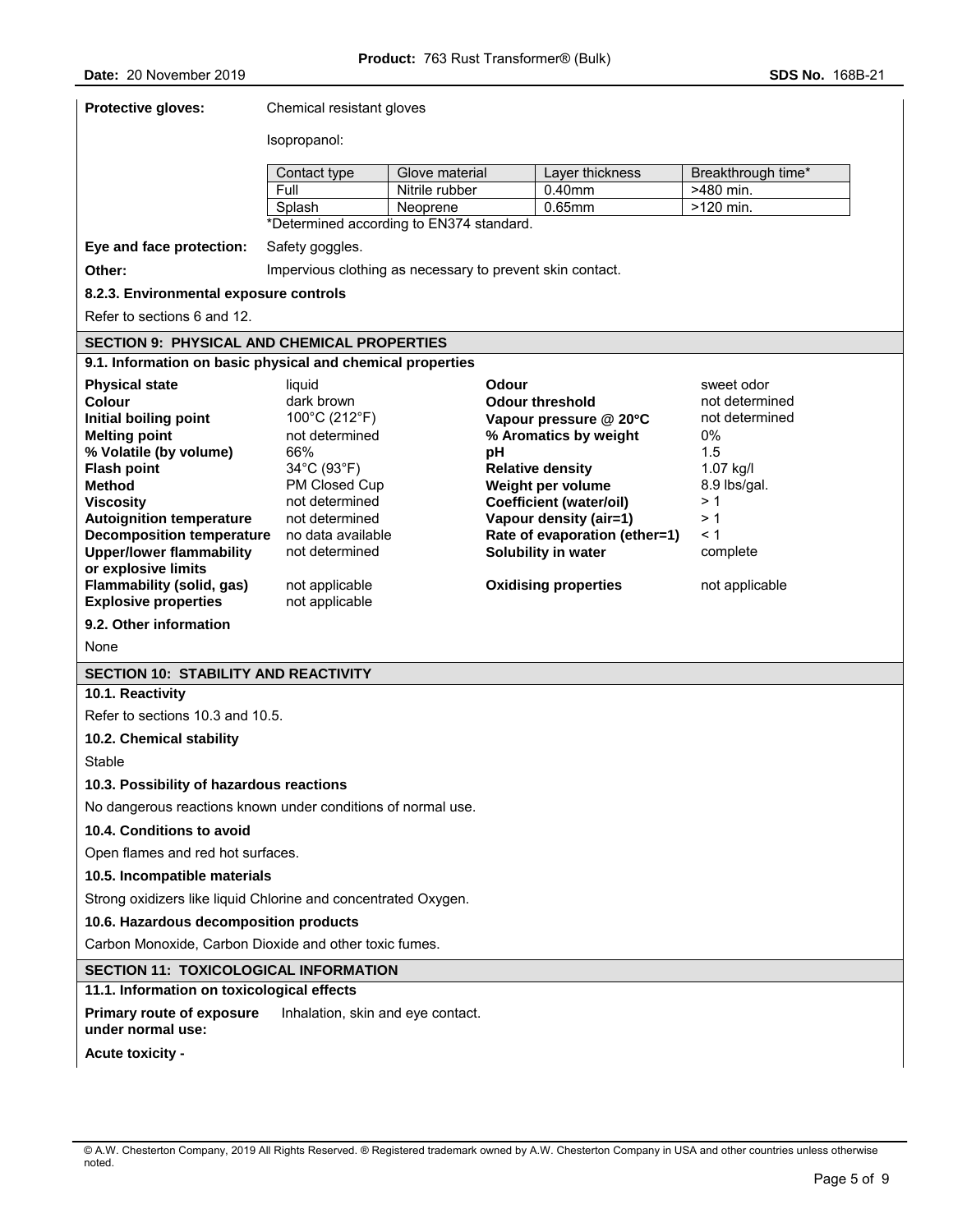**Protective gloves:** Chemical resistant gloves

Isopropanol:

| Contact type | Glove material | Layer thickness | Breakthrough time* |
|---|---|---|---|
| Full | Nitrile rubber | 0.40mm | >480 min. |
| Splash | Neoprene | 0.65mm | >120 min. |

*Determined according to EN374 standard.

**Eye and face protection:** Safety goggles.

**Other:** Impervious clothing as necessary to prevent skin contact.

### 8.2.3. Environmental exposure controls

Refer to sections 6 and 12.

## SECTION 9: PHYSICAL AND CHEMICAL PROPERTIES

### 9.1. Information on basic physical and chemical properties

| Property | Value | Property | Value |
|---|---|---|---|
| **Physical state** | liquid | **Odour** | sweet odor |
| **Colour** | dark brown | **Odour threshold** | not determined |
| **Initial boiling point** | 100°C (212°F) | **Vapour pressure @ 20°C** | not determined |
| **Melting point** | not determined | **% Aromatics by weight** | 0% |
| **% Volatile (by volume)** | 66% | **pH** | 1.5 |
| **Flash point** | 34°C (93°F) | **Relative density** | 1.07 kg/l |
| **Method** | PM Closed Cup | **Weight per volume** | 8.9 lbs/gal. |
| **Viscosity** | not determined | **Coefficient (water/oil)** | > 1 |
| **Autoignition temperature** | not determined | **Vapour density (air=1)** | > 1 |
| **Decomposition temperature** | no data available | **Rate of evaporation (ether=1)** | < 1 |
| **Upper/lower flammability or explosive limits** | not determined | **Solubility in water** | complete |
| **Flammability (solid, gas)** | not applicable | **Oxidising properties** | not applicable |
| **Explosive properties** | not applicable | | |

### 9.2. Other information

None

## SECTION 10: STABILITY AND REACTIVITY

### 10.1. Reactivity

Refer to sections 10.3 and 10.5.

### 10.2. Chemical stability

Stable

### 10.3. Possibility of hazardous reactions

No dangerous reactions known under conditions of normal use.

### 10.4. Conditions to avoid

Open flames and red hot surfaces.

### 10.5. Incompatible materials

Strong oxidizers like liquid Chlorine and concentrated Oxygen.

### 10.6. Hazardous decomposition products

Carbon Monoxide, Carbon Dioxide and other toxic fumes.

## SECTION 11: TOXICOLOGICAL INFORMATION

### 11.1. Information on toxicological effects

**Primary route of exposure under normal use:** Inhalation, skin and eye contact.

**Acute toxicity -**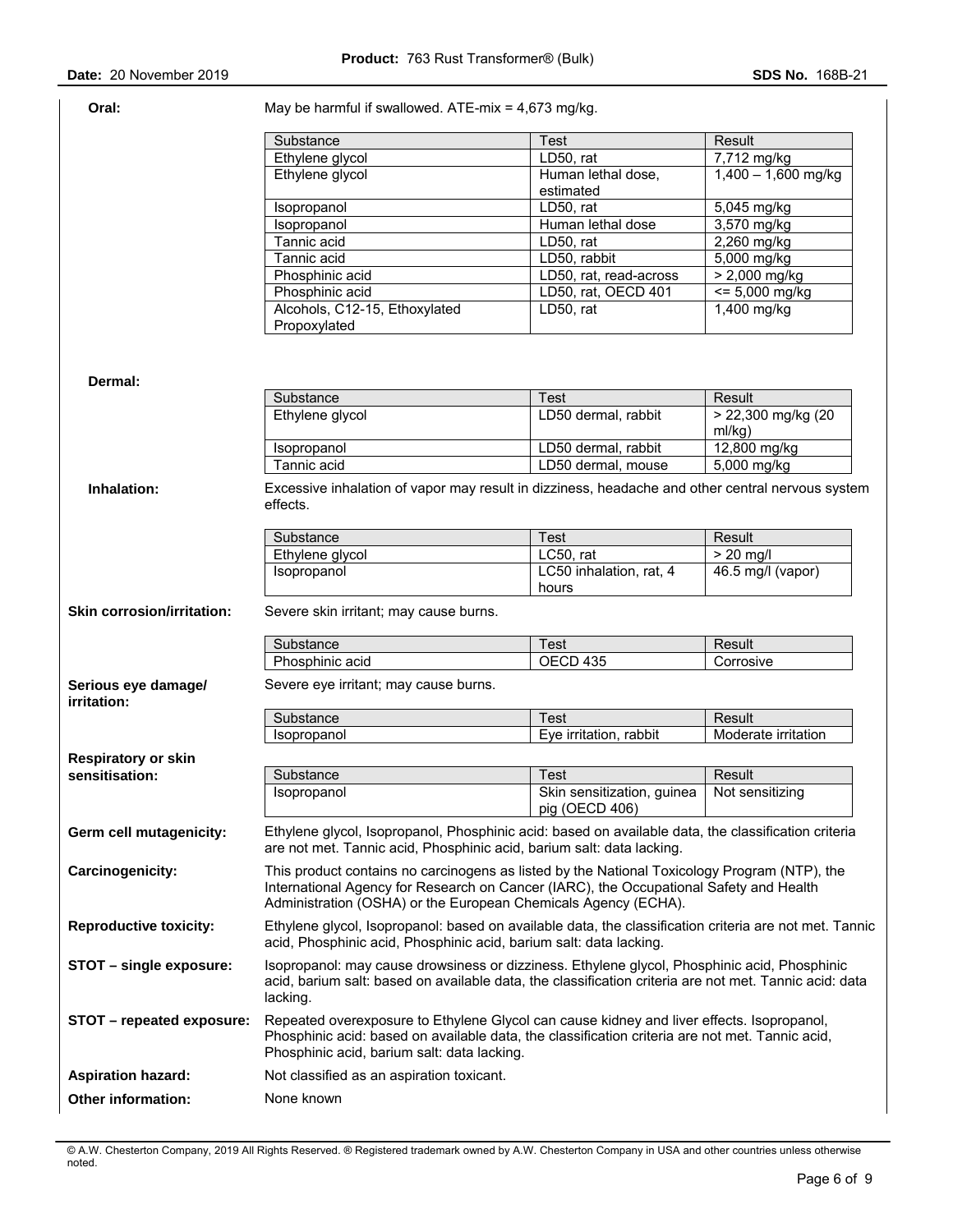**Oral:** May be harmful if swallowed. ATE-mix = 4,673 mg/kg.

| Substance | Test | Result |
|---|---|---|
| Ethylene glycol | LD50, rat | 7,712 mg/kg |
| Ethylene glycol | Human lethal dose, estimated | 1,400 – 1,600 mg/kg |
| Isopropanol | LD50, rat | 5,045 mg/kg |
| Isopropanol | Human lethal dose | 3,570 mg/kg |
| Tannic acid | LD50, rat | 2,260 mg/kg |
| Tannic acid | LD50, rabbit | 5,000 mg/kg |
| Phosphinic acid | LD50, rat, read-across | > 2,000 mg/kg |
| Phosphinic acid | LD50, rat, OECD 401 | <= 5,000 mg/kg |
| Alcohols, C12-15, Ethoxylated Propoxylated | LD50, rat | 1,400 mg/kg |

**Dermal:**

| Substance | Test | Result |
|---|---|---|
| Ethylene glycol | LD50 dermal, rabbit | > 22,300 mg/kg (20 ml/kg) |
| Isopropanol | LD50 dermal, rabbit | 12,800 mg/kg |
| Tannic acid | LD50 dermal, mouse | 5,000 mg/kg |

**Inhalation:** Excessive inhalation of vapor may result in dizziness, headache and other central nervous system effects.

| Substance | Test | Result |
|---|---|---|
| Ethylene glycol | LC50, rat | > 20 mg/l |
| Isopropanol | LC50 inhalation, rat, 4 hours | 46.5 mg/l (vapor) |

**Skin corrosion/irritation:** Severe skin irritant; may cause burns.

| Substance | Test | Result |
|---|---|---|
| Phosphinic acid | OECD 435 | Corrosive |

**Serious eye damage/ irritation:** Severe eye irritant; may cause burns.

| Substance | Test | Result |
|---|---|---|
| Isopropanol | Eye irritation, rabbit | Moderate irritation |

**Respiratory or skin sensitisation:**

| Substance | Test | Result |
|---|---|---|
| Isopropanol | Skin sensitization, guinea pig (OECD 406) | Not sensitizing |

**Germ cell mutagenicity:** Ethylene glycol, Isopropanol, Phosphinic acid: based on available data, the classification criteria are not met. Tannic acid, Phosphinic acid, barium salt: data lacking.

**Carcinogenicity:** This product contains no carcinogens as listed by the National Toxicology Program (NTP), the International Agency for Research on Cancer (IARC), the Occupational Safety and Health Administration (OSHA) or the European Chemicals Agency (ECHA).

**Reproductive toxicity:** Ethylene glycol, Isopropanol: based on available data, the classification criteria are not met. Tannic acid, Phosphinic acid, Phosphinic acid, barium salt: data lacking.

**STOT – single exposure:** Isopropanol: may cause drowsiness or dizziness. Ethylene glycol, Phosphinic acid, Phosphinic acid, barium salt: based on available data, the classification criteria are not met. Tannic acid: data lacking.

**STOT – repeated exposure:** Repeated overexposure to Ethylene Glycol can cause kidney and liver effects. Isopropanol, Phosphinic acid: based on available data, the classification criteria are not met. Tannic acid, Phosphinic acid, barium salt: data lacking.

**Aspiration hazard:** Not classified as an aspiration toxicant.

**Other information:** None known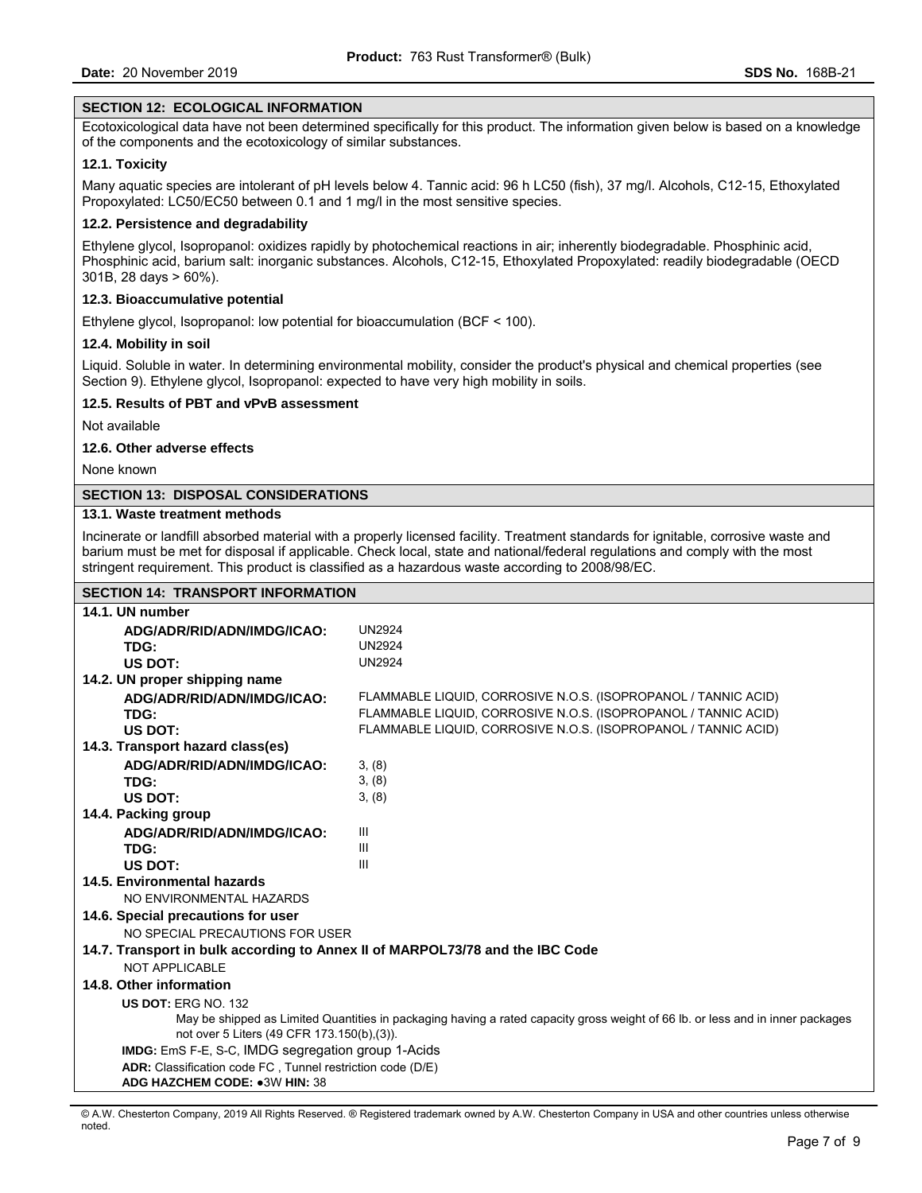## SECTION 12: ECOLOGICAL INFORMATION

Ecotoxicological data have not been determined specifically for this product. The information given below is based on a knowledge of the components and the ecotoxicology of similar substances.

### 12.1. Toxicity

Many aquatic species are intolerant of pH levels below 4. Tannic acid: 96 h LC50 (fish), 37 mg/l. Alcohols, C12-15, Ethoxylated Propoxylated: LC50/EC50 between 0.1 and 1 mg/l in the most sensitive species.

### 12.2. Persistence and degradability

Ethylene glycol, Isopropanol: oxidizes rapidly by photochemical reactions in air; inherently biodegradable. Phosphinic acid, Phosphinic acid, barium salt: inorganic substances. Alcohols, C12-15, Ethoxylated Propoxylated: readily biodegradable (OECD 301B, 28 days > 60%).

### 12.3. Bioaccumulative potential

Ethylene glycol, Isopropanol: low potential for bioaccumulation (BCF < 100).

### 12.4. Mobility in soil

Liquid. Soluble in water. In determining environmental mobility, consider the product's physical and chemical properties (see Section 9). Ethylene glycol, Isopropanol: expected to have very high mobility in soils.

### 12.5. Results of PBT and vPvB assessment

Not available

### 12.6. Other adverse effects

None known

## SECTION 13: DISPOSAL CONSIDERATIONS

### 13.1. Waste treatment methods

Incinerate or landfill absorbed material with a properly licensed facility. Treatment standards for ignitable, corrosive waste and barium must be met for disposal if applicable. Check local, state and national/federal regulations and comply with the most stringent requirement. This product is classified as a hazardous waste according to 2008/98/EC.

## SECTION 14: TRANSPORT INFORMATION

### 14.1. UN number

| | |
|---|---|
| **ADG/ADR/RID/ADN/IMDG/ICAO:** | UN2924 |
| **TDG:** | UN2924 |
| **US DOT:** | UN2924 |

### 14.2. UN proper shipping name

| | |
|---|---|
| **ADG/ADR/RID/ADN/IMDG/ICAO:** | FLAMMABLE LIQUID, CORROSIVE N.O.S. (ISOPROPANOL / TANNIC ACID) |
| **TDG:** | FLAMMABLE LIQUID, CORROSIVE N.O.S. (ISOPROPANOL / TANNIC ACID) |
| **US DOT:** | FLAMMABLE LIQUID, CORROSIVE N.O.S. (ISOPROPANOL / TANNIC ACID) |

### 14.3. Transport hazard class(es)

| | |
|---|---|
| **ADG/ADR/RID/ADN/IMDG/ICAO:** | 3, (8) |
| **TDG:** | 3, (8) |
| **US DOT:** | 3, (8) |

### 14.4. Packing group

| | |
|---|---|
| **ADG/ADR/RID/ADN/IMDG/ICAO:** | III |
| **TDG:** | III |
| **US DOT:** | III |

### 14.5. Environmental hazards

NO ENVIRONMENTAL HAZARDS

### 14.6. Special precautions for user

NO SPECIAL PRECAUTIONS FOR USER

### 14.7. Transport in bulk according to Annex II of MARPOL73/78 and the IBC Code

NOT APPLICABLE

### 14.8. Other information

**US DOT:** ERG NO. 132

May be shipped as Limited Quantities in packaging having a rated capacity gross weight of 66 lb. or less and in inner packages not over 5 Liters (49 CFR 173.150(b),(3)).

**IMDG:** EmS F-E, S-C, IMDG segregation group 1-Acids

**ADR:** Classification code FC , Tunnel restriction code (D/E)

**ADG HAZCHEM CODE:** ●3W **HIN:** 38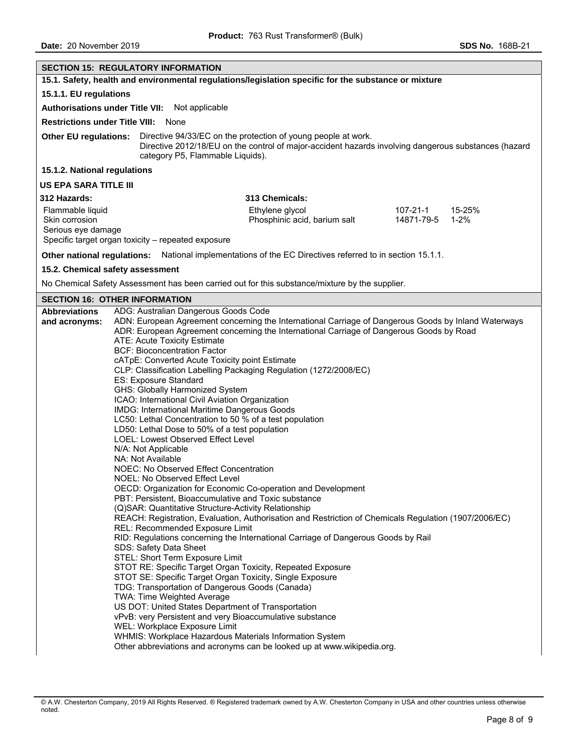## SECTION 15: REGULATORY INFORMATION

### 15.1. Safety, health and environmental regulations/legislation specific for the substance or mixture

#### 15.1.1. EU regulations

**Authorisations under Title VII:** Not applicable

**Restrictions under Title VIII:** None

**Other EU regulations:** Directive 94/33/EC on the protection of young people at work.
Directive 2012/18/EU on the control of major-accident hazards involving dangerous substances (hazard category P5, Flammable Liquids).

#### 15.1.2. National regulations

**US EPA SARA TITLE III**

**312 Hazards:**

- Flammable liquid
- Skin corrosion
- Serious eye damage
- Specific target organ toxicity – repeated exposure

**313 Chemicals:**

| Chemical | CAS | Concentration |
|---|---|---|
| Ethylene glycol | 107-21-1 | 15-25% |
| Phosphinic acid, barium salt | 14871-79-5 | 1-2% |

**Other national regulations:** National implementations of the EC Directives referred to in section 15.1.1.

### 15.2. Chemical safety assessment

No Chemical Safety Assessment has been carried out for this substance/mixture by the supplier.

## SECTION 16: OTHER INFORMATION

**Abbreviations and acronyms:**

ADG: Australian Dangerous Goods Code
ADN: European Agreement concerning the International Carriage of Dangerous Goods by Inland Waterways
ADR: European Agreement concerning the International Carriage of Dangerous Goods by Road
ATE: Acute Toxicity Estimate
BCF: Bioconcentration Factor
cATpE: Converted Acute Toxicity point Estimate
CLP: Classification Labelling Packaging Regulation (1272/2008/EC)
ES: Exposure Standard
GHS: Globally Harmonized System
ICAO: International Civil Aviation Organization
IMDG: International Maritime Dangerous Goods
LC50: Lethal Concentration to 50 % of a test population
LD50: Lethal Dose to 50% of a test population
LOEL: Lowest Observed Effect Level
N/A: Not Applicable
NA: Not Available
NOEC: No Observed Effect Concentration
NOEL: No Observed Effect Level
OECD: Organization for Economic Co-operation and Development
PBT: Persistent, Bioaccumulative and Toxic substance
(Q)SAR: Quantitative Structure-Activity Relationship
REACH: Registration, Evaluation, Authorisation and Restriction of Chemicals Regulation (1907/2006/EC)
REL: Recommended Exposure Limit
RID: Regulations concerning the International Carriage of Dangerous Goods by Rail
SDS: Safety Data Sheet
STEL: Short Term Exposure Limit
STOT RE: Specific Target Organ Toxicity, Repeated Exposure
STOT SE: Specific Target Organ Toxicity, Single Exposure
TDG: Transportation of Dangerous Goods (Canada)
TWA: Time Weighted Average
US DOT: United States Department of Transportation
vPvB: very Persistent and very Bioaccumulative substance
WEL: Workplace Exposure Limit
WHMIS: Workplace Hazardous Materials Information System
Other abbreviations and acronyms can be looked up at www.wikipedia.org.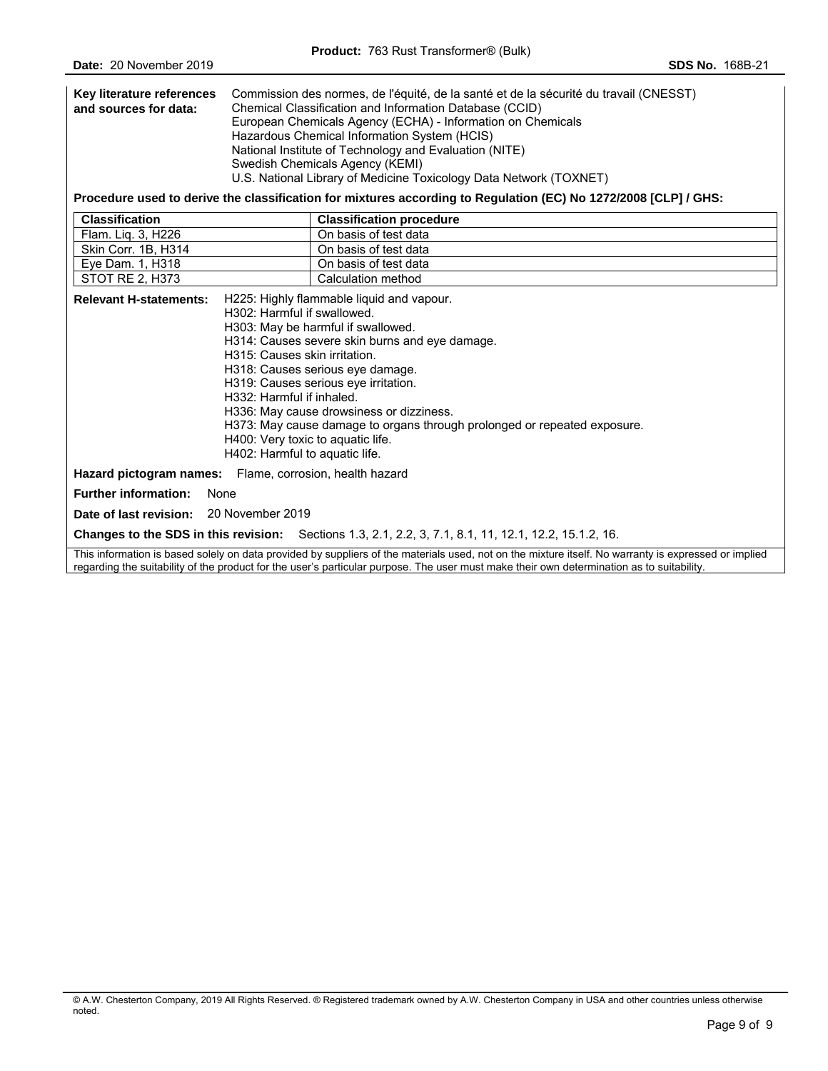**Key literature references and sources for data:** Commission des normes, de l'équité, de la santé et de la sécurité du travail (CNESST)
Chemical Classification and Information Database (CCID)
European Chemicals Agency (ECHA) - Information on Chemicals
Hazardous Chemical Information System (HCIS)
National Institute of Technology and Evaluation (NITE)
Swedish Chemicals Agency (KEMI)
U.S. National Library of Medicine Toxicology Data Network (TOXNET)

**Procedure used to derive the classification for mixtures according to Regulation (EC) No 1272/2008 [CLP] / GHS:**

| Classification | Classification procedure |
|---|---|
| Flam. Liq. 3, H226 | On basis of test data |
| Skin Corr. 1B, H314 | On basis of test data |
| Eye Dam. 1, H318 | On basis of test data |
| STOT RE 2, H373 | Calculation method |

**Relevant H-statements:**
H225: Highly flammable liquid and vapour.
H302: Harmful if swallowed.
H303: May be harmful if swallowed.
H314: Causes severe skin burns and eye damage.
H315: Causes skin irritation.
H318: Causes serious eye damage.
H319: Causes serious eye irritation.
H332: Harmful if inhaled.
H336: May cause drowsiness or dizziness.
H373: May cause damage to organs through prolonged or repeated exposure.
H400: Very toxic to aquatic life.
H402: Harmful to aquatic life.

**Hazard pictogram names:** Flame, corrosion, health hazard

**Further information:** None

**Date of last revision:** 20 November 2019

**Changes to the SDS in this revision:** Sections 1.3, 2.1, 2.2, 3, 7.1, 8.1, 11, 12.1, 12.2, 15.1.2, 16.

This information is based solely on data provided by suppliers of the materials used, not on the mixture itself. No warranty is expressed or implied regarding the suitability of the product for the user's particular purpose. The user must make their own determination as to suitability.